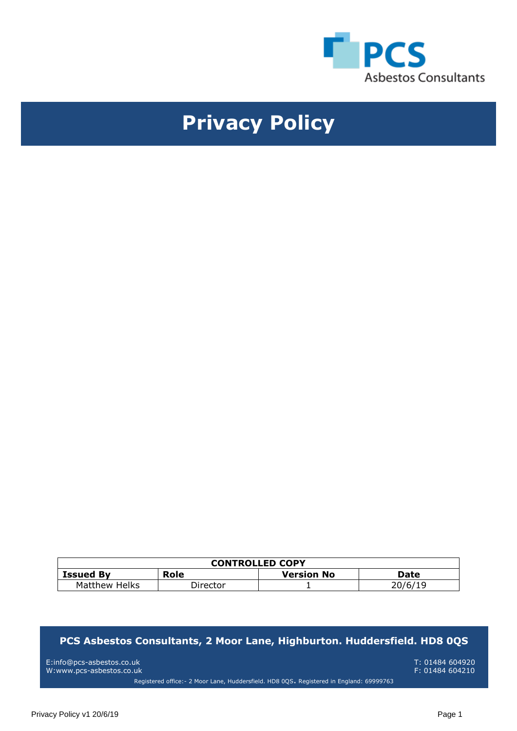PCS Asbestos Consultants

# Privacy Policy

| CONTROLLED COPY | | | |
|---|---|---|---|
| **Issued By** | **Role** | **Version No** | **Date** |
| Matthew Helks | Director | 1 | 20/6/19 |

**PCS Asbestos Consultants, 2 Moor Lane, Highburton. Huddersfield. HD8 0QS**

E:info@pcs-asbestos.co.uk
W:www.pcs-asbestos.co.uk

T: 01484 604920
F: 01484 604210

Registered office:- 2 Moor Lane, Huddersfield. HD8 0QS. Registered in England: 69999763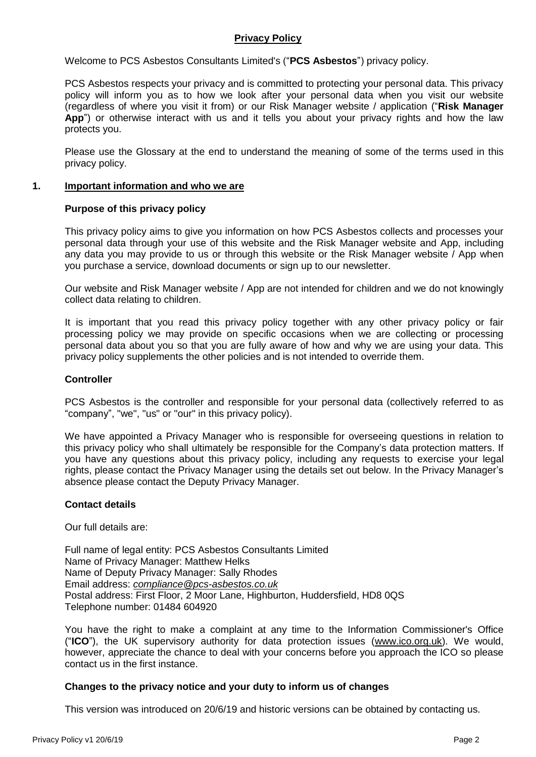# Privacy Policy

Welcome to PCS Asbestos Consultants Limited's ("**PCS Asbestos**") privacy policy.

PCS Asbestos respects your privacy and is committed to protecting your personal data. This privacy policy will inform you as to how we look after your personal data when you visit our website (regardless of where you visit it from) or our Risk Manager website / application ("**Risk Manager App**") or otherwise interact with us and it tells you about your privacy rights and how the law protects you.

Please use the Glossary at the end to understand the meaning of some of the terms used in this privacy policy.

## 1. Important information and who we are

### Purpose of this privacy policy

This privacy policy aims to give you information on how PCS Asbestos collects and processes your personal data through your use of this website and the Risk Manager website and App, including any data you may provide to us or through this website or the Risk Manager website / App when you purchase a service, download documents or sign up to our newsletter.

Our website and Risk Manager website / App are not intended for children and we do not knowingly collect data relating to children.

It is important that you read this privacy policy together with any other privacy policy or fair processing policy we may provide on specific occasions when we are collecting or processing personal data about you so that you are fully aware of how and why we are using your data. This privacy policy supplements the other policies and is not intended to override them.

### Controller

PCS Asbestos is the controller and responsible for your personal data (collectively referred to as "company", "we", "us" or "our" in this privacy policy).

We have appointed a Privacy Manager who is responsible for overseeing questions in relation to this privacy policy who shall ultimately be responsible for the Company's data protection matters. If you have any questions about this privacy policy, including any requests to exercise your legal rights, please contact the Privacy Manager using the details set out below. In the Privacy Manager's absence please contact the Deputy Privacy Manager.

### Contact details

Our full details are:

Full name of legal entity: PCS Asbestos Consultants Limited
Name of Privacy Manager: Matthew Helks
Name of Deputy Privacy Manager: Sally Rhodes
Email address: *compliance@pcs-asbestos.co.uk*
Postal address: First Floor, 2 Moor Lane, Highburton, Huddersfield, HD8 0QS
Telephone number: 01484 604920

You have the right to make a complaint at any time to the Information Commissioner's Office ("**ICO**"), the UK supervisory authority for data protection issues (www.ico.org.uk). We would, however, appreciate the chance to deal with your concerns before you approach the ICO so please contact us in the first instance.

### Changes to the privacy notice and your duty to inform us of changes

This version was introduced on 20/6/19 and historic versions can be obtained by contacting us.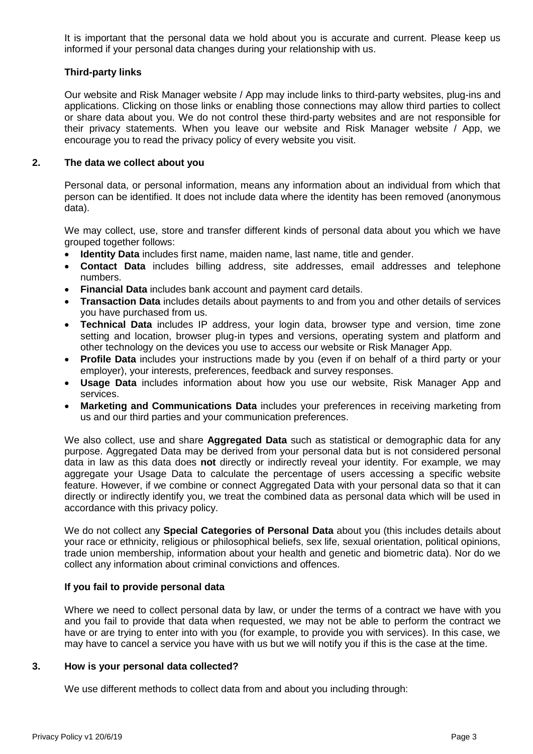It is important that the personal data we hold about you is accurate and current. Please keep us informed if your personal data changes during your relationship with us.

### Third-party links

Our website and Risk Manager website / App may include links to third-party websites, plug-ins and applications. Clicking on those links or enabling those connections may allow third parties to collect or share data about you. We do not control these third-party websites and are not responsible for their privacy statements. When you leave our website and Risk Manager website / App, we encourage you to read the privacy policy of every website you visit.

## 2. The data we collect about you

Personal data, or personal information, means any information about an individual from which that person can be identified. It does not include data where the identity has been removed (anonymous data).

We may collect, use, store and transfer different kinds of personal data about you which we have grouped together follows:

- **Identity Data** includes first name, maiden name, last name, title and gender.
- **Contact Data** includes billing address, site addresses, email addresses and telephone numbers.
- **Financial Data** includes bank account and payment card details.
- **Transaction Data** includes details about payments to and from you and other details of services you have purchased from us.
- **Technical Data** includes IP address, your login data, browser type and version, time zone setting and location, browser plug-in types and versions, operating system and platform and other technology on the devices you use to access our website or Risk Manager App.
- **Profile Data** includes your instructions made by you (even if on behalf of a third party or your employer), your interests, preferences, feedback and survey responses.
- **Usage Data** includes information about how you use our website, Risk Manager App and services.
- **Marketing and Communications Data** includes your preferences in receiving marketing from us and our third parties and your communication preferences.

We also collect, use and share **Aggregated Data** such as statistical or demographic data for any purpose. Aggregated Data may be derived from your personal data but is not considered personal data in law as this data does **not** directly or indirectly reveal your identity. For example, we may aggregate your Usage Data to calculate the percentage of users accessing a specific website feature. However, if we combine or connect Aggregated Data with your personal data so that it can directly or indirectly identify you, we treat the combined data as personal data which will be used in accordance with this privacy policy.

We do not collect any **Special Categories of Personal Data** about you (this includes details about your race or ethnicity, religious or philosophical beliefs, sex life, sexual orientation, political opinions, trade union membership, information about your health and genetic and biometric data). Nor do we collect any information about criminal convictions and offences.

### If you fail to provide personal data

Where we need to collect personal data by law, or under the terms of a contract we have with you and you fail to provide that data when requested, we may not be able to perform the contract we have or are trying to enter into with you (for example, to provide you with services). In this case, we may have to cancel a service you have with us but we will notify you if this is the case at the time.

## 3. How is your personal data collected?

We use different methods to collect data from and about you including through: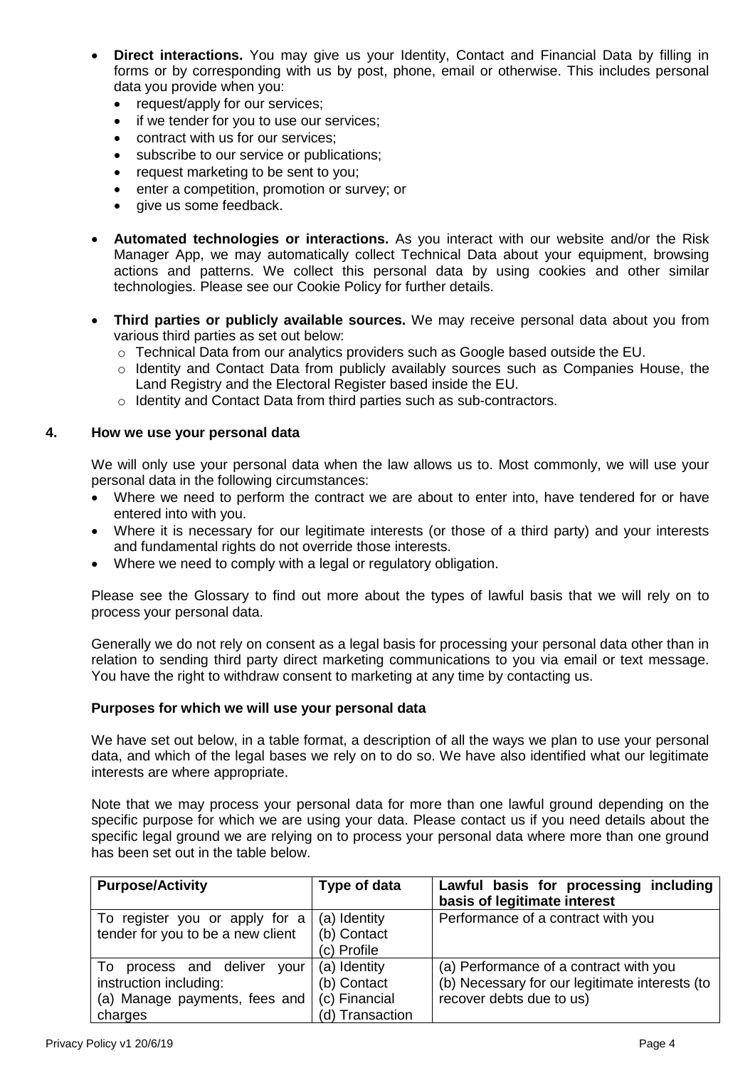- **Direct interactions.** You may give us your Identity, Contact and Financial Data by filling in forms or by corresponding with us by post, phone, email or otherwise. This includes personal data you provide when you:
  - request/apply for our services;
  - if we tender for you to use our services;
  - contract with us for our services;
  - subscribe to our service or publications;
  - request marketing to be sent to you;
  - enter a competition, promotion or survey; or
  - give us some feedback.
- **Automated technologies or interactions.** As you interact with our website and/or the Risk Manager App, we may automatically collect Technical Data about your equipment, browsing actions and patterns. We collect this personal data by using cookies and other similar technologies. Please see our Cookie Policy for further details.
- **Third parties or publicly available sources.** We may receive personal data about you from various third parties as set out below:
  - Technical Data from our analytics providers such as Google based outside the EU.
  - Identity and Contact Data from publicly availably sources such as Companies House, the Land Registry and the Electoral Register based inside the EU.
  - Identity and Contact Data from third parties such as sub-contractors.

## 4. How we use your personal data

We will only use your personal data when the law allows us to. Most commonly, we will use your personal data in the following circumstances:

- Where we need to perform the contract we are about to enter into, have tendered for or have entered into with you.
- Where it is necessary for our legitimate interests (or those of a third party) and your interests and fundamental rights do not override those interests.
- Where we need to comply with a legal or regulatory obligation.

Please see the Glossary to find out more about the types of lawful basis that we will rely on to process your personal data.

Generally we do not rely on consent as a legal basis for processing your personal data other than in relation to sending third party direct marketing communications to you via email or text message. You have the right to withdraw consent to marketing at any time by contacting us.

### Purposes for which we will use your personal data

We have set out below, in a table format, a description of all the ways we plan to use your personal data, and which of the legal bases we rely on to do so. We have also identified what our legitimate interests are where appropriate.

Note that we may process your personal data for more than one lawful ground depending on the specific purpose for which we are using your data. Please contact us if you need details about the specific legal ground we are relying on to process your personal data where more than one ground has been set out in the table below.

| Purpose/Activity | Type of data | Lawful basis for processing including basis of legitimate interest |
|---|---|---|
| To register you or apply for a tender for you to be a new client | (a) Identity<br>(b) Contact<br>(c) Profile | Performance of a contract with you |
| To process and deliver your instruction including:<br>(a) Manage payments, fees and charges | (a) Identity<br>(b) Contact<br>(c) Financial<br>(d) Transaction | (a) Performance of a contract with you<br>(b) Necessary for our legitimate interests (to recover debts due to us) |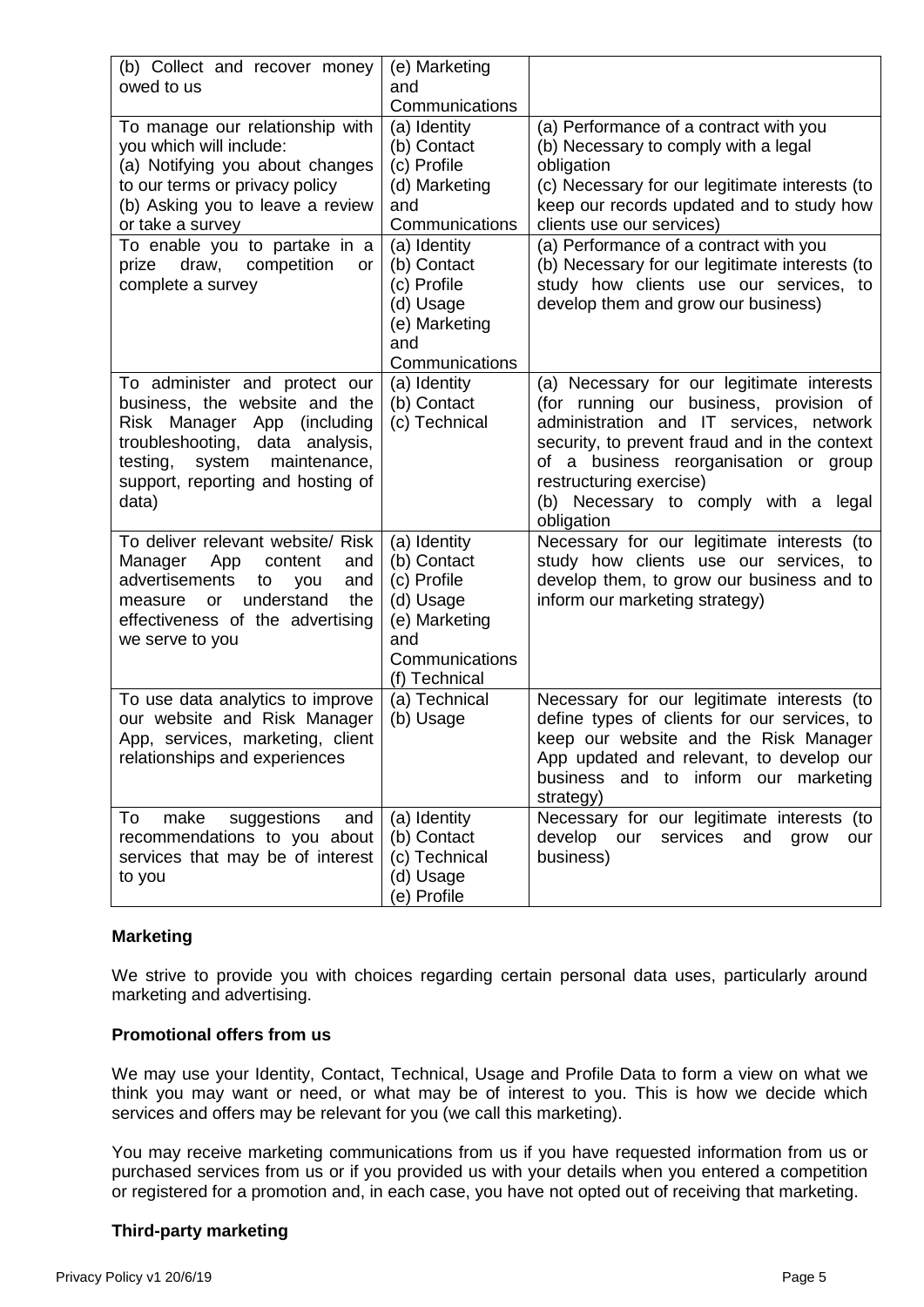| | | |
|---|---|---|
| (b) Collect and recover money owed to us | (e) Marketing and Communications | |
| To manage our relationship with you which will include:<br>(a) Notifying you about changes to our terms or privacy policy<br>(b) Asking you to leave a review or take a survey | (a) Identity<br>(b) Contact<br>(c) Profile<br>(d) Marketing and Communications | (a) Performance of a contract with you<br>(b) Necessary to comply with a legal obligation<br>(c) Necessary for our legitimate interests (to keep our records updated and to study how clients use our services) |
| To enable you to partake in a prize draw, competition or complete a survey | (a) Identity<br>(b) Contact<br>(c) Profile<br>(d) Usage<br>(e) Marketing and Communications | (a) Performance of a contract with you<br>(b) Necessary for our legitimate interests (to study how clients use our services, to develop them and grow our business) |
| To administer and protect our business, the website and the Risk Manager App (including troubleshooting, data analysis, testing, system maintenance, support, reporting and hosting of data) | (a) Identity<br>(b) Contact<br>(c) Technical | (a) Necessary for our legitimate interests (for running our business, provision of administration and IT services, network security, to prevent fraud and in the context of a business reorganisation or group restructuring exercise)<br>(b) Necessary to comply with a legal obligation |
| To deliver relevant website/ Risk Manager App content and advertisements to you and measure or understand the effectiveness of the advertising we serve to you | (a) Identity<br>(b) Contact<br>(c) Profile<br>(d) Usage<br>(e) Marketing and Communications<br>(f) Technical | Necessary for our legitimate interests (to study how clients use our services, to develop them, to grow our business and to inform our marketing strategy) |
| To use data analytics to improve our website and Risk Manager App, services, marketing, client relationships and experiences | (a) Technical<br>(b) Usage | Necessary for our legitimate interests (to define types of clients for our services, to keep our website and the Risk Manager App updated and relevant, to develop our business and to inform our marketing strategy) |
| To make suggestions and recommendations to you about services that may be of interest to you | (a) Identity<br>(b) Contact<br>(c) Technical<br>(d) Usage<br>(e) Profile | Necessary for our legitimate interests (to develop our services and grow our business) |

**Marketing**

We strive to provide you with choices regarding certain personal data uses, particularly around marketing and advertising.

**Promotional offers from us**

We may use your Identity, Contact, Technical, Usage and Profile Data to form a view on what we think you may want or need, or what may be of interest to you. This is how we decide which services and offers may be relevant for you (we call this marketing).

You may receive marketing communications from us if you have requested information from us or purchased services from us or if you provided us with your details when you entered a competition or registered for a promotion and, in each case, you have not opted out of receiving that marketing.

**Third-party marketing**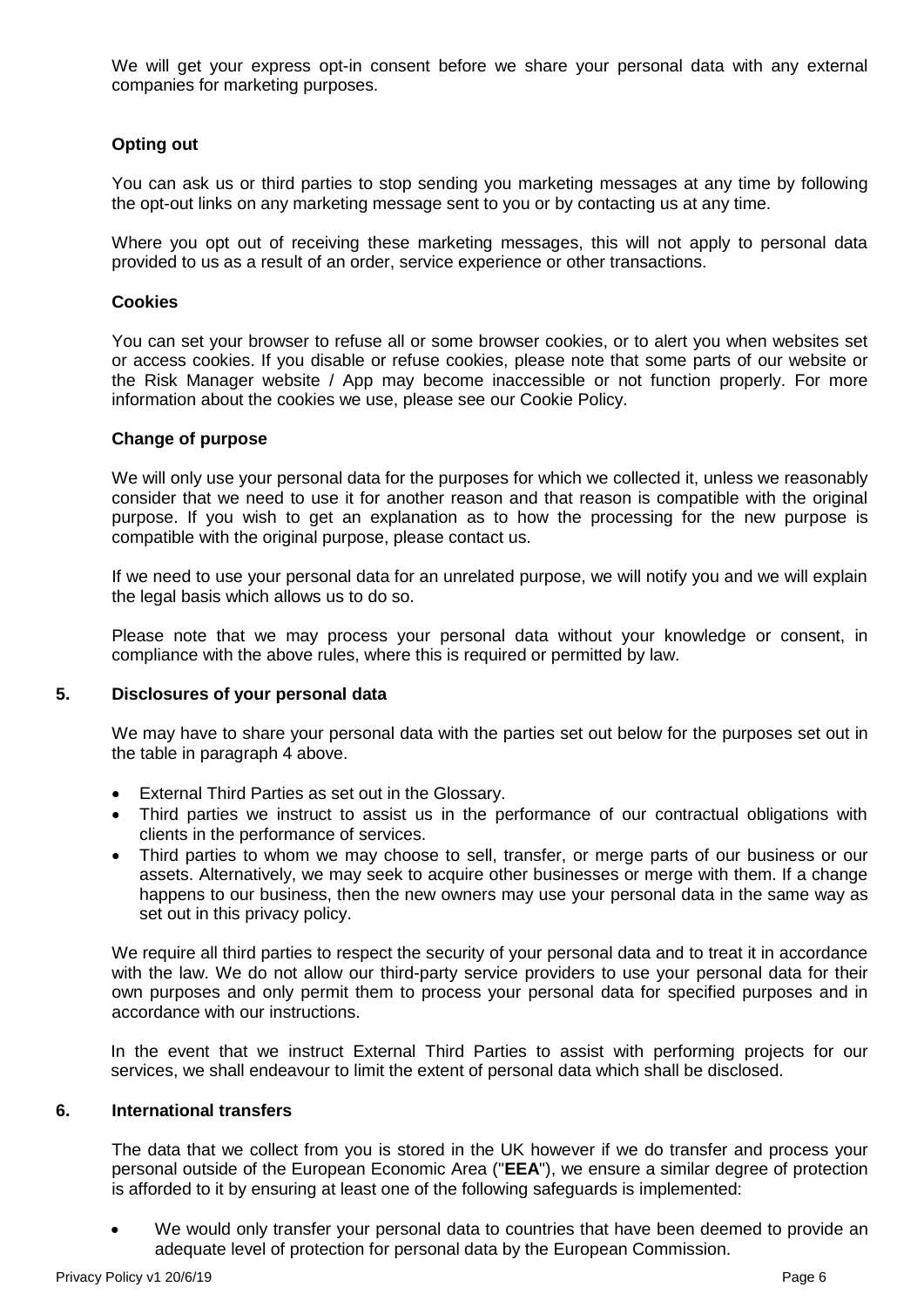We will get your express opt-in consent before we share your personal data with any external companies for marketing purposes.

**Opting out**

You can ask us or third parties to stop sending you marketing messages at any time by following the opt-out links on any marketing message sent to you or by contacting us at any time.

Where you opt out of receiving these marketing messages, this will not apply to personal data provided to us as a result of an order, service experience or other transactions.

**Cookies**

You can set your browser to refuse all or some browser cookies, or to alert you when websites set or access cookies. If you disable or refuse cookies, please note that some parts of our website or the Risk Manager website / App may become inaccessible or not function properly. For more information about the cookies we use, please see our Cookie Policy.

**Change of purpose**

We will only use your personal data for the purposes for which we collected it, unless we reasonably consider that we need to use it for another reason and that reason is compatible with the original purpose. If you wish to get an explanation as to how the processing for the new purpose is compatible with the original purpose, please contact us.

If we need to use your personal data for an unrelated purpose, we will notify you and we will explain the legal basis which allows us to do so.

Please note that we may process your personal data without your knowledge or consent, in compliance with the above rules, where this is required or permitted by law.

## 5. Disclosures of your personal data

We may have to share your personal data with the parties set out below for the purposes set out in the table in paragraph 4 above.

- External Third Parties as set out in the Glossary.
- Third parties we instruct to assist us in the performance of our contractual obligations with clients in the performance of services.
- Third parties to whom we may choose to sell, transfer, or merge parts of our business or our assets. Alternatively, we may seek to acquire other businesses or merge with them. If a change happens to our business, then the new owners may use your personal data in the same way as set out in this privacy policy.

We require all third parties to respect the security of your personal data and to treat it in accordance with the law. We do not allow our third-party service providers to use your personal data for their own purposes and only permit them to process your personal data for specified purposes and in accordance with our instructions.

In the event that we instruct External Third Parties to assist with performing projects for our services, we shall endeavour to limit the extent of personal data which shall be disclosed.

## 6. International transfers

The data that we collect from you is stored in the UK however if we do transfer and process your personal outside of the European Economic Area ("**EEA**"), we ensure a similar degree of protection is afforded to it by ensuring at least one of the following safeguards is implemented:

- We would only transfer your personal data to countries that have been deemed to provide an adequate level of protection for personal data by the European Commission.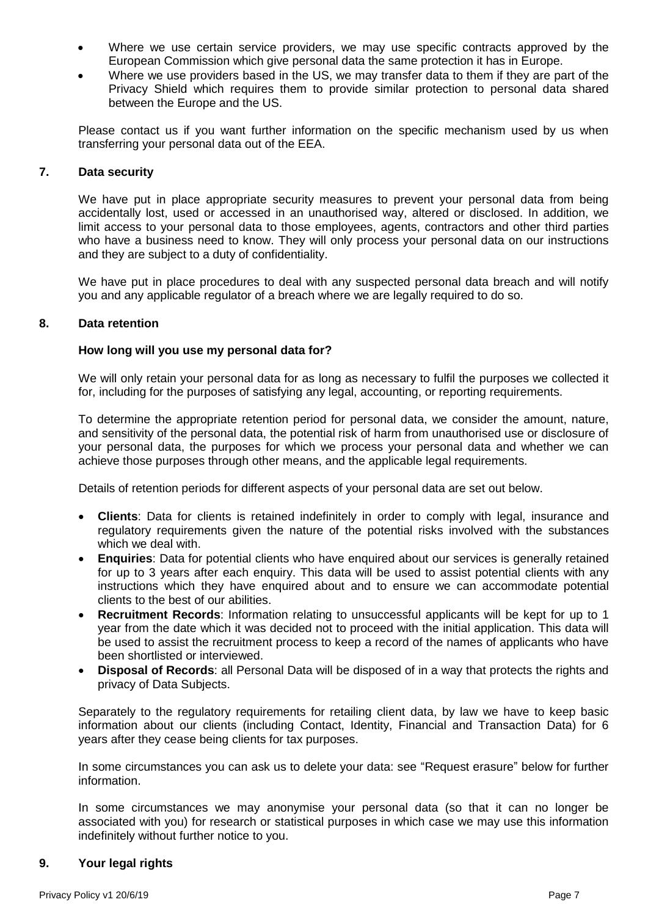- Where we use certain service providers, we may use specific contracts approved by the European Commission which give personal data the same protection it has in Europe.
- Where we use providers based in the US, we may transfer data to them if they are part of the Privacy Shield which requires them to provide similar protection to personal data shared between the Europe and the US.

Please contact us if you want further information on the specific mechanism used by us when transferring your personal data out of the EEA.

## 7. Data security

We have put in place appropriate security measures to prevent your personal data from being accidentally lost, used or accessed in an unauthorised way, altered or disclosed. In addition, we limit access to your personal data to those employees, agents, contractors and other third parties who have a business need to know. They will only process your personal data on our instructions and they are subject to a duty of confidentiality.

We have put in place procedures to deal with any suspected personal data breach and will notify you and any applicable regulator of a breach where we are legally required to do so.

## 8. Data retention

### How long will you use my personal data for?

We will only retain your personal data for as long as necessary to fulfil the purposes we collected it for, including for the purposes of satisfying any legal, accounting, or reporting requirements.

To determine the appropriate retention period for personal data, we consider the amount, nature, and sensitivity of the personal data, the potential risk of harm from unauthorised use or disclosure of your personal data, the purposes for which we process your personal data and whether we can achieve those purposes through other means, and the applicable legal requirements.

Details of retention periods for different aspects of your personal data are set out below.

- **Clients**: Data for clients is retained indefinitely in order to comply with legal, insurance and regulatory requirements given the nature of the potential risks involved with the substances which we deal with.
- **Enquiries**: Data for potential clients who have enquired about our services is generally retained for up to 3 years after each enquiry. This data will be used to assist potential clients with any instructions which they have enquired about and to ensure we can accommodate potential clients to the best of our abilities.
- **Recruitment Records**: Information relating to unsuccessful applicants will be kept for up to 1 year from the date which it was decided not to proceed with the initial application. This data will be used to assist the recruitment process to keep a record of the names of applicants who have been shortlisted or interviewed.
- **Disposal of Records**: all Personal Data will be disposed of in a way that protects the rights and privacy of Data Subjects.

Separately to the regulatory requirements for retailing client data, by law we have to keep basic information about our clients (including Contact, Identity, Financial and Transaction Data) for 6 years after they cease being clients for tax purposes.

In some circumstances you can ask us to delete your data: see "Request erasure" below for further information.

In some circumstances we may anonymise your personal data (so that it can no longer be associated with you) for research or statistical purposes in which case we may use this information indefinitely without further notice to you.

## 9. Your legal rights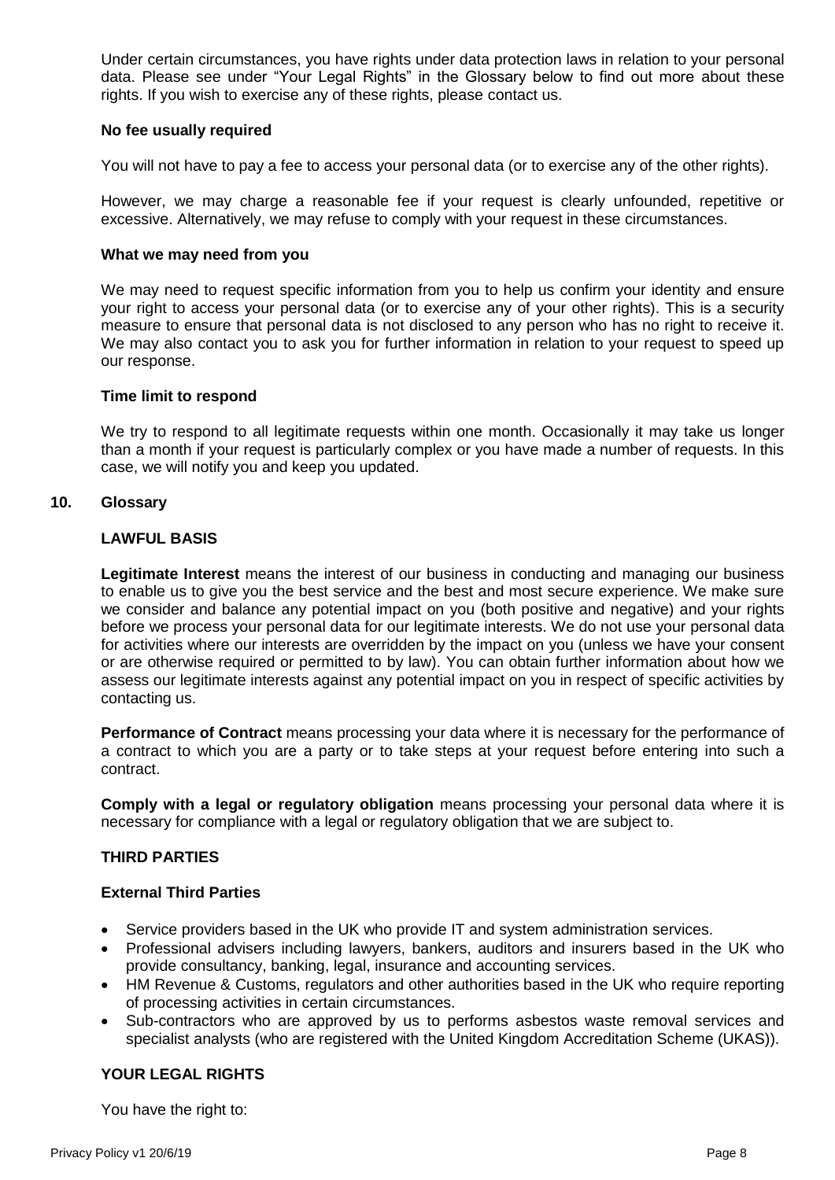Under certain circumstances, you have rights under data protection laws in relation to your personal data. Please see under "Your Legal Rights" in the Glossary below to find out more about these rights. If you wish to exercise any of these rights, please contact us.

**No fee usually required**

You will not have to pay a fee to access your personal data (or to exercise any of the other rights).

However, we may charge a reasonable fee if your request is clearly unfounded, repetitive or excessive. Alternatively, we may refuse to comply with your request in these circumstances.

**What we may need from you**

We may need to request specific information from you to help us confirm your identity and ensure your right to access your personal data (or to exercise any of your other rights). This is a security measure to ensure that personal data is not disclosed to any person who has no right to receive it. We may also contact you to ask you for further information in relation to your request to speed up our response.

**Time limit to respond**

We try to respond to all legitimate requests within one month. Occasionally it may take us longer than a month if your request is particularly complex or you have made a number of requests. In this case, we will notify you and keep you updated.

## 10. Glossary

### LAWFUL BASIS

**Legitimate Interest** means the interest of our business in conducting and managing our business to enable us to give you the best service and the best and most secure experience. We make sure we consider and balance any potential impact on you (both positive and negative) and your rights before we process your personal data for our legitimate interests. We do not use your personal data for activities where our interests are overridden by the impact on you (unless we have your consent or are otherwise required or permitted to by law). You can obtain further information about how we assess our legitimate interests against any potential impact on you in respect of specific activities by contacting us.

**Performance of Contract** means processing your data where it is necessary for the performance of a contract to which you are a party or to take steps at your request before entering into such a contract.

**Comply with a legal or regulatory obligation** means processing your personal data where it is necessary for compliance with a legal or regulatory obligation that we are subject to.

### THIRD PARTIES

**External Third Parties**

- Service providers based in the UK who provide IT and system administration services.
- Professional advisers including lawyers, bankers, auditors and insurers based in the UK who provide consultancy, banking, legal, insurance and accounting services.
- HM Revenue & Customs, regulators and other authorities based in the UK who require reporting of processing activities in certain circumstances.
- Sub-contractors who are approved by us to performs asbestos waste removal services and specialist analysts (who are registered with the United Kingdom Accreditation Scheme (UKAS)).

### YOUR LEGAL RIGHTS

You have the right to: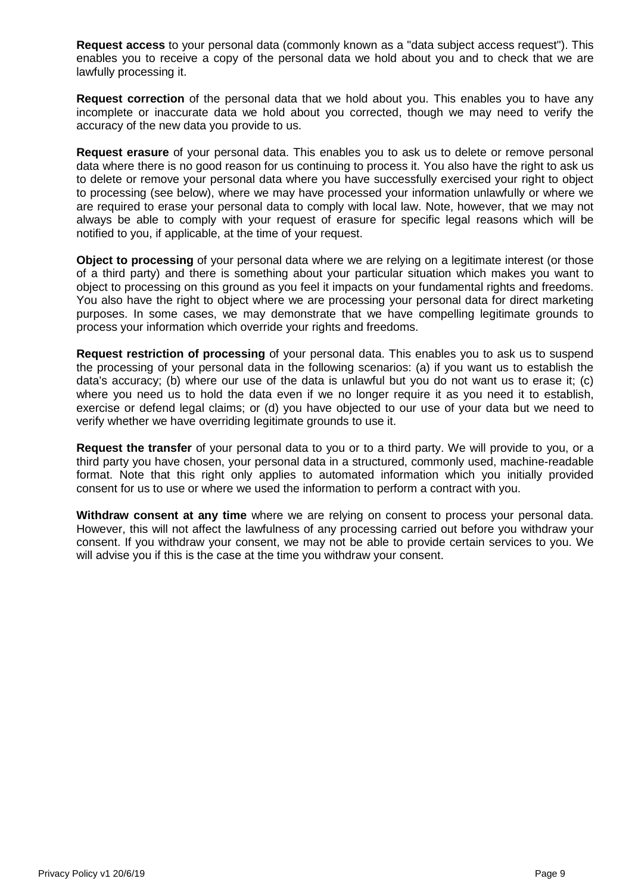**Request access** to your personal data (commonly known as a "data subject access request"). This enables you to receive a copy of the personal data we hold about you and to check that we are lawfully processing it.

**Request correction** of the personal data that we hold about you. This enables you to have any incomplete or inaccurate data we hold about you corrected, though we may need to verify the accuracy of the new data you provide to us.

**Request erasure** of your personal data. This enables you to ask us to delete or remove personal data where there is no good reason for us continuing to process it. You also have the right to ask us to delete or remove your personal data where you have successfully exercised your right to object to processing (see below), where we may have processed your information unlawfully or where we are required to erase your personal data to comply with local law. Note, however, that we may not always be able to comply with your request of erasure for specific legal reasons which will be notified to you, if applicable, at the time of your request.

**Object to processing** of your personal data where we are relying on a legitimate interest (or those of a third party) and there is something about your particular situation which makes you want to object to processing on this ground as you feel it impacts on your fundamental rights and freedoms. You also have the right to object where we are processing your personal data for direct marketing purposes. In some cases, we may demonstrate that we have compelling legitimate grounds to process your information which override your rights and freedoms.

**Request restriction of processing** of your personal data. This enables you to ask us to suspend the processing of your personal data in the following scenarios: (a) if you want us to establish the data's accuracy; (b) where our use of the data is unlawful but you do not want us to erase it; (c) where you need us to hold the data even if we no longer require it as you need it to establish, exercise or defend legal claims; or (d) you have objected to our use of your data but we need to verify whether we have overriding legitimate grounds to use it.

**Request the transfer** of your personal data to you or to a third party. We will provide to you, or a third party you have chosen, your personal data in a structured, commonly used, machine-readable format. Note that this right only applies to automated information which you initially provided consent for us to use or where we used the information to perform a contract with you.

**Withdraw consent at any time** where we are relying on consent to process your personal data. However, this will not affect the lawfulness of any processing carried out before you withdraw your consent. If you withdraw your consent, we may not be able to provide certain services to you. We will advise you if this is the case at the time you withdraw your consent.